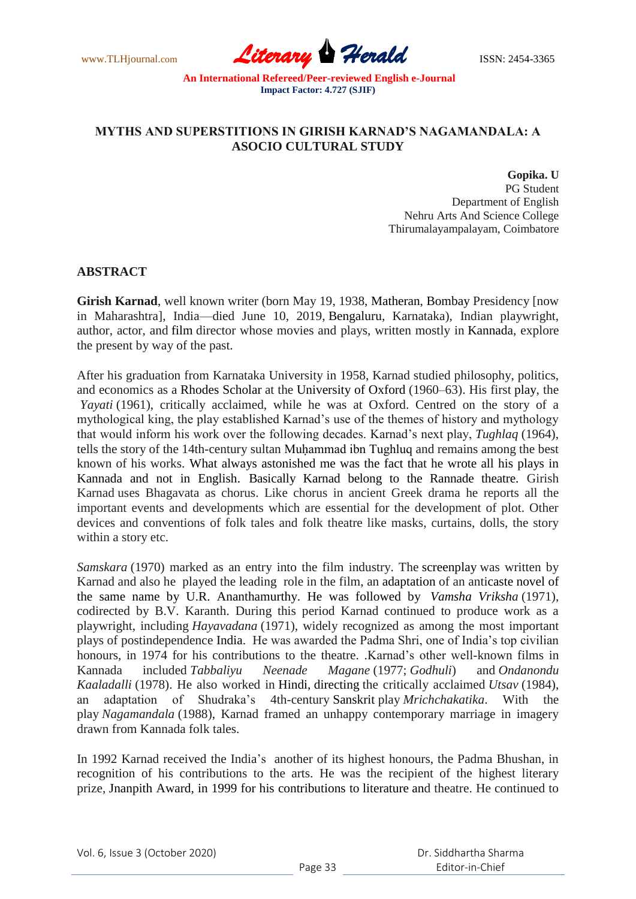## MYTHS AND SUPERSTITIONS IN GIRISH KARNAD'S NAGAMANDALA: A ASOCIO CULTURAL STUDY

**Gopika. U**
PG Student
Department of English
Nehru Arts And Science College
Thirumalayampalayam, Coimbatore

### ABSTRACT

**Girish Karnad**, well known writer (born May 19, 1938, Matheran, Bombay Presidency [now in Maharashtra], India—died June 10, 2019, Bengaluru, Karnataka), Indian playwright, author, actor, and film director whose movies and plays, written mostly in Kannada, explore the present by way of the past.

After his graduation from Karnataka University in 1958, Karnad studied philosophy, politics, and economics as a Rhodes Scholar at the University of Oxford (1960–63). His first play, the *Yayati* (1961), critically acclaimed, while he was at Oxford. Centred on the story of a mythological king, the play established Karnad's use of the themes of history and mythology that would inform his work over the following decades. Karnad's next play, *Tughlaq* (1964), tells the story of the 14th-century sultan Muḥammad ibn Tughluq and remains among the best known of his works. What always astonished me was the fact that he wrote all his plays in Kannada and not in English. Basically Karnad belong to the Rannade theatre. Girish Karnad uses Bhagavata as chorus. Like chorus in ancient Greek drama he reports all the important events and developments which are essential for the development of plot. Other devices and conventions of folk tales and folk theatre like masks, curtains, dolls, the story within a story etc.

*Samskara* (1970) marked as an entry into the film industry. The screenplay was written by Karnad and also he played the leading role in the film, an adaptation of an anticaste novel of the same name by U.R. Ananthamurthy. He was followed by *Vamsha Vriksha* (1971), codirected by B.V. Karanth. During this period Karnad continued to produce work as a playwright, including *Hayavadana* (1971), widely recognized as among the most important plays of postindependence India. He was awarded the Padma Shri, one of India's top civilian honours, in 1974 for his contributions to the theatre. .Karnad's other well-known films in Kannada included *Tabbaliyu Neenade Magane* (1977; *Godhuli*) and *Ondanondu Kaaladalli* (1978). He also worked in Hindi, directing the critically acclaimed *Utsav* (1984), an adaptation of Shudraka's 4th-century Sanskrit play *Mrichchakatika*. With the play *Nagamandala* (1988), Karnad framed an unhappy contemporary marriage in imagery drawn from Kannada folk tales.

In 1992 Karnad received the India's another of its highest honours, the Padma Bhushan, in recognition of his contributions to the arts. He was the recipient of the highest literary prize, Jnanpith Award, in 1999 for his contributions to literature and theatre. He continued to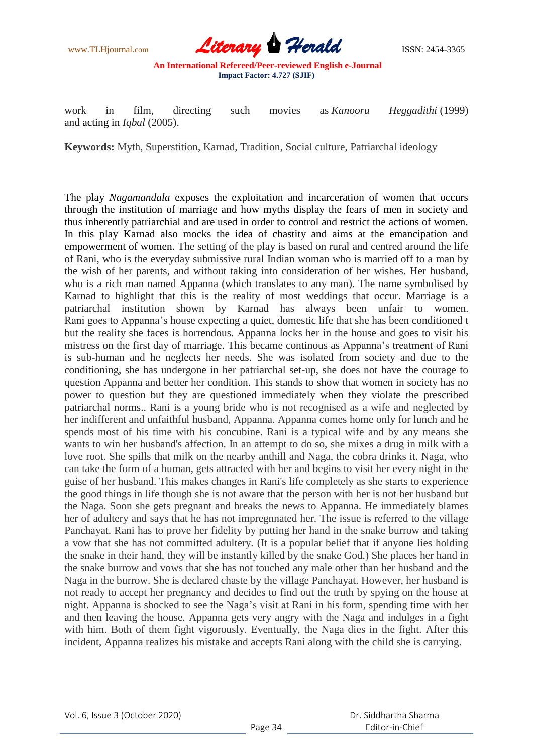work in film, directing such movies as *Kanooru Heggadithi* (1999) and acting in *Iqbal* (2005).

**Keywords:** Myth, Superstition, Karnad, Tradition, Social culture, Patriarchal ideology

The play *Nagamandala* exposes the exploitation and incarceration of women that occurs through the institution of marriage and how myths display the fears of men in society and thus inherently patriarchial and are used in order to control and restrict the actions of women. In this play Karnad also mocks the idea of chastity and aims at the emancipation and empowerment of women. The setting of the play is based on rural and centred around the life of Rani, who is the everyday submissive rural Indian woman who is married off to a man by the wish of her parents, and without taking into consideration of her wishes. Her husband, who is a rich man named Appanna (which translates to any man). The name symbolised by Karnad to highlight that this is the reality of most weddings that occur. Marriage is a patriarchal institution shown by Karnad has always been unfair to women. Rani goes to Appanna's house expecting a quiet, domestic life that she has been conditioned t but the reality she faces is horrendous. Appanna locks her in the house and goes to visit his mistress on the first day of marriage. This became continous as Appanna's treatment of Rani is sub-human and he neglects her needs. She was isolated from society and due to the conditioning, she has undergone in her patriarchal set-up, she does not have the courage to question Appanna and better her condition. This stands to show that women in society has no power to question but they are questioned immediately when they violate the prescribed patriarchal norms.. Rani is a young bride who is not recognised as a wife and neglected by her indifferent and unfaithful husband, Appanna. Appanna comes home only for lunch and he spends most of his time with his concubine. Rani is a typical wife and by any means she wants to win her husband's affection. In an attempt to do so, she mixes a drug in milk with a love root. She spills that milk on the nearby anthill and Naga, the cobra drinks it. Naga, who can take the form of a human, gets attracted with her and begins to visit her every night in the guise of her husband. This makes changes in Rani's life completely as she starts to experience the good things in life though she is not aware that the person with her is not her husband but the Naga. Soon she gets pregnant and breaks the news to Appanna. He immediately blames her of adultery and says that he has not impregnnated her. The issue is referred to the village Panchayat. Rani has to prove her fidelity by putting her hand in the snake burrow and taking a vow that she has not committed adultery. (It is a popular belief that if anyone lies holding the snake in their hand, they will be instantly killed by the snake God.) She places her hand in the snake burrow and vows that she has not touched any male other than her husband and the Naga in the burrow. She is declared chaste by the village Panchayat. However, her husband is not ready to accept her pregnancy and decides to find out the truth by spying on the house at night. Appanna is shocked to see the Naga's visit at Rani in his form, spending time with her and then leaving the house. Appanna gets very angry with the Naga and indulges in a fight with him. Both of them fight vigorously. Eventually, the Naga dies in the fight. After this incident, Appanna realizes his mistake and accepts Rani along with the child she is carrying.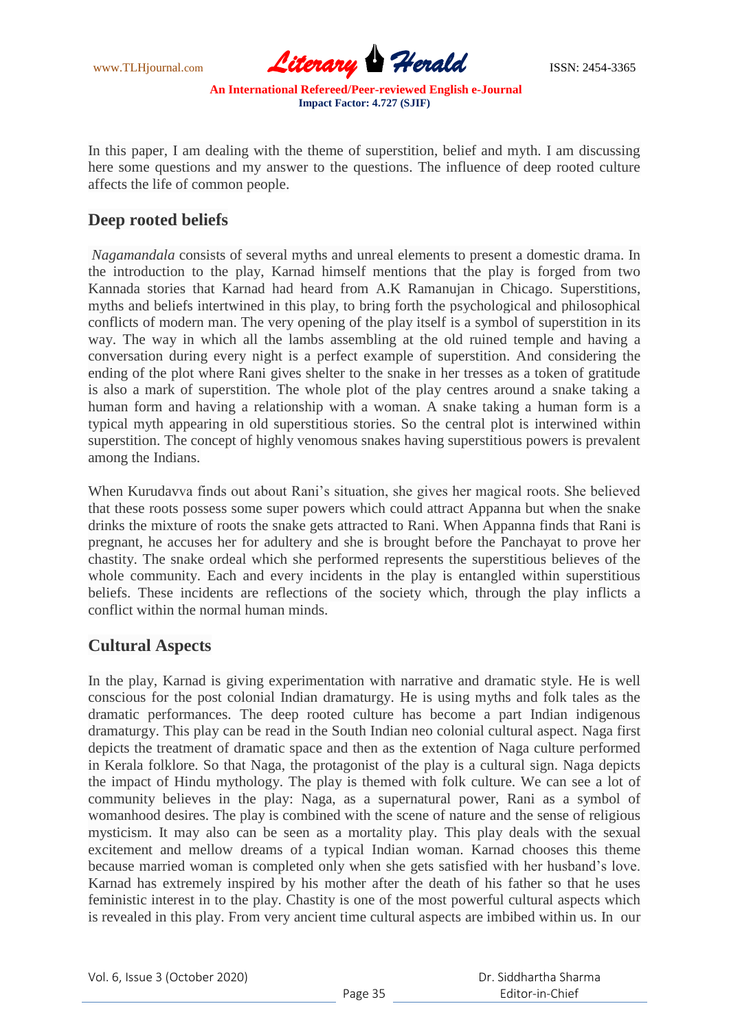In this paper, I am dealing with the theme of superstition, belief and myth. I am discussing here some questions and my answer to the questions. The influence of deep rooted culture affects the life of common people.

## Deep rooted beliefs

*Nagamandala* consists of several myths and unreal elements to present a domestic drama. In the introduction to the play, Karnad himself mentions that the play is forged from two Kannada stories that Karnad had heard from A.K Ramanujan in Chicago. Superstitions, myths and beliefs intertwined in this play, to bring forth the psychological and philosophical conflicts of modern man. The very opening of the play itself is a symbol of superstition in its way. The way in which all the lambs assembling at the old ruined temple and having a conversation during every night is a perfect example of superstition. And considering the ending of the plot where Rani gives shelter to the snake in her tresses as a token of gratitude is also a mark of superstition. The whole plot of the play centres around a snake taking a human form and having a relationship with a woman. A snake taking a human form is a typical myth appearing in old superstitious stories. So the central plot is interwined within superstition. The concept of highly venomous snakes having superstitious powers is prevalent among the Indians.

When Kurudavva finds out about Rani's situation, she gives her magical roots. She believed that these roots possess some super powers which could attract Appanna but when the snake drinks the mixture of roots the snake gets attracted to Rani. When Appanna finds that Rani is pregnant, he accuses her for adultery and she is brought before the Panchayat to prove her chastity. The snake ordeal which she performed represents the superstitious believes of the whole community. Each and every incidents in the play is entangled within superstitious beliefs. These incidents are reflections of the society which, through the play inflicts a conflict within the normal human minds.

## Cultural Aspects

In the play, Karnad is giving experimentation with narrative and dramatic style. He is well conscious for the post colonial Indian dramaturgy. He is using myths and folk tales as the dramatic performances. The deep rooted culture has become a part Indian indigenous dramaturgy. This play can be read in the South Indian neo colonial cultural aspect. Naga first depicts the treatment of dramatic space and then as the extention of Naga culture performed in Kerala folklore. So that Naga, the protagonist of the play is a cultural sign. Naga depicts the impact of Hindu mythology. The play is themed with folk culture. We can see a lot of community believes in the play: Naga, as a supernatural power, Rani as a symbol of womanhood desires. The play is combined with the scene of nature and the sense of religious mysticism. It may also can be seen as a mortality play. This play deals with the sexual excitement and mellow dreams of a typical Indian woman. Karnad chooses this theme because married woman is completed only when she gets satisfied with her husband's love. Karnad has extremely inspired by his mother after the death of his father so that he uses feministic interest in to the play. Chastity is one of the most powerful cultural aspects which is revealed in this play. From very ancient time cultural aspects are imbibed within us. In our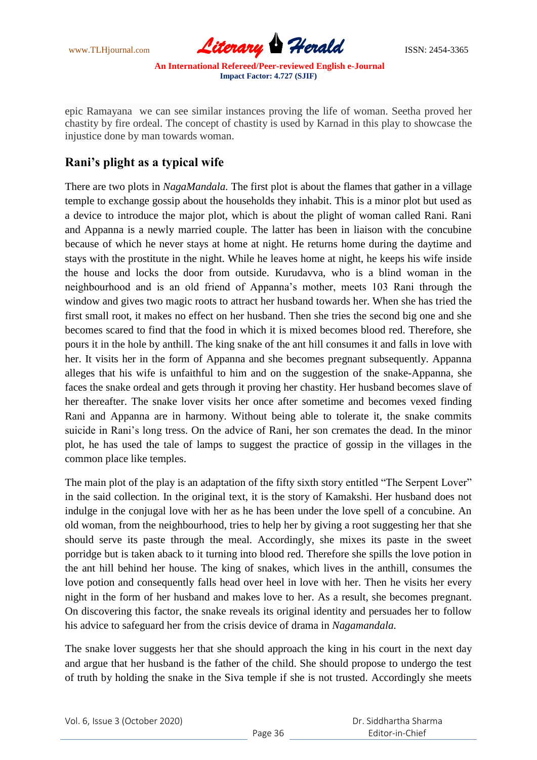epic Ramayana we can see similar instances proving the life of woman. Seetha proved her chastity by fire ordeal. The concept of chastity is used by Karnad in this play to showcase the injustice done by man towards woman.

## Rani's plight as a typical wife

There are two plots in *NagaMandala.* The first plot is about the flames that gather in a village temple to exchange gossip about the households they inhabit. This is a minor plot but used as a device to introduce the major plot, which is about the plight of woman called Rani. Rani and Appanna is a newly married couple. The latter has been in liaison with the concubine because of which he never stays at home at night. He returns home during the daytime and stays with the prostitute in the night. While he leaves home at night, he keeps his wife inside the house and locks the door from outside. Kurudavva, who is a blind woman in the neighbourhood and is an old friend of Appanna's mother, meets 103 Rani through the window and gives two magic roots to attract her husband towards her. When she has tried the first small root, it makes no effect on her husband. Then she tries the second big one and she becomes scared to find that the food in which it is mixed becomes blood red. Therefore, she pours it in the hole by anthill. The king snake of the ant hill consumes it and falls in love with her. It visits her in the form of Appanna and she becomes pregnant subsequently. Appanna alleges that his wife is unfaithful to him and on the suggestion of the snake-Appanna, she faces the snake ordeal and gets through it proving her chastity. Her husband becomes slave of her thereafter. The snake lover visits her once after sometime and becomes vexed finding Rani and Appanna are in harmony. Without being able to tolerate it, the snake commits suicide in Rani's long tress. On the advice of Rani, her son cremates the dead. In the minor plot, he has used the tale of lamps to suggest the practice of gossip in the villages in the common place like temples.

The main plot of the play is an adaptation of the fifty sixth story entitled "The Serpent Lover" in the said collection. In the original text, it is the story of Kamakshi. Her husband does not indulge in the conjugal love with her as he has been under the love spell of a concubine. An old woman, from the neighbourhood, tries to help her by giving a root suggesting her that she should serve its paste through the meal. Accordingly, she mixes its paste in the sweet porridge but is taken aback to it turning into blood red. Therefore she spills the love potion in the ant hill behind her house. The king of snakes, which lives in the anthill, consumes the love potion and consequently falls head over heel in love with her. Then he visits her every night in the form of her husband and makes love to her. As a result, she becomes pregnant. On discovering this factor, the snake reveals its original identity and persuades her to follow his advice to safeguard her from the crisis device of drama in *Nagamandala.*

The snake lover suggests her that she should approach the king in his court in the next day and argue that her husband is the father of the child. She should propose to undergo the test of truth by holding the snake in the Siva temple if she is not trusted. Accordingly she meets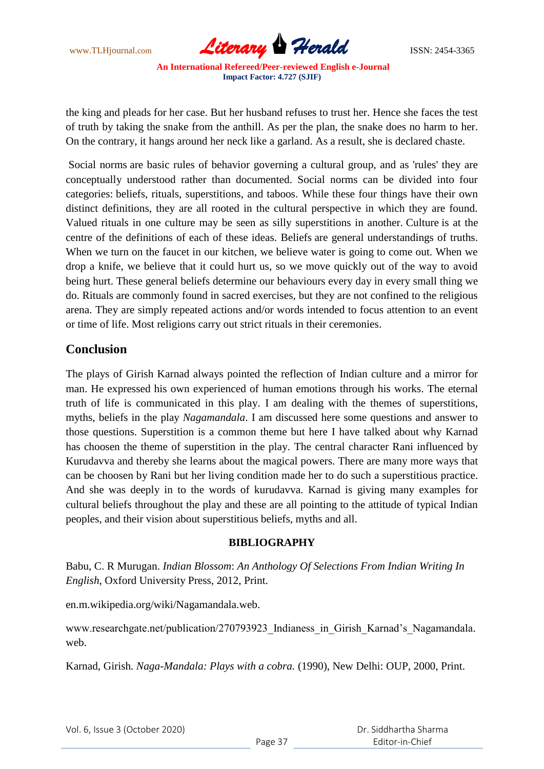the king and pleads for her case. But her husband refuses to trust her. Hence she faces the test of truth by taking the snake from the anthill. As per the plan, the snake does no harm to her. On the contrary, it hangs around her neck like a garland. As a result, she is declared chaste.

Social norms are basic rules of behavior governing a cultural group, and as 'rules' they are conceptually understood rather than documented. Social norms can be divided into four categories: beliefs, rituals, superstitions, and taboos. While these four things have their own distinct definitions, they are all rooted in the cultural perspective in which they are found. Valued rituals in one culture may be seen as silly superstitions in another. Culture is at the centre of the definitions of each of these ideas. Beliefs are general understandings of truths. When we turn on the faucet in our kitchen, we believe water is going to come out. When we drop a knife, we believe that it could hurt us, so we move quickly out of the way to avoid being hurt. These general beliefs determine our behaviours every day in every small thing we do. Rituals are commonly found in sacred exercises, but they are not confined to the religious arena. They are simply repeated actions and/or words intended to focus attention to an event or time of life. Most religions carry out strict rituals in their ceremonies.

## Conclusion

The plays of Girish Karnad always pointed the reflection of Indian culture and a mirror for man. He expressed his own experienced of human emotions through his works. The eternal truth of life is communicated in this play. I am dealing with the themes of superstitions, myths, beliefs in the play *Nagamandala*. I am discussed here some questions and answer to those questions. Superstition is a common theme but here I have talked about why Karnad has choosen the theme of superstition in the play. The central character Rani influenced by Kurudavva and thereby she learns about the magical powers. There are many more ways that can be choosen by Rani but her living condition made her to do such a superstitious practice. And she was deeply in to the words of kurudavva. Karnad is giving many examples for cultural beliefs throughout the play and these are all pointing to the attitude of typical Indian peoples, and their vision about superstitious beliefs, myths and all.

**BIBLIOGRAPHY**

Babu, C. R Murugan. *Indian Blossom*: *An Anthology Of Selections From Indian Writing In English*, Oxford University Press, 2012, Print.

en.m.wikipedia.org/wiki/Nagamandala.web.

www.researchgate.net/publication/270793923_Indianess_in_Girish_Karnad's_Nagamandala.web.

Karnad, Girish. *Naga-Mandala: Plays with a cobra.* (1990), New Delhi: OUP, 2000, Print.